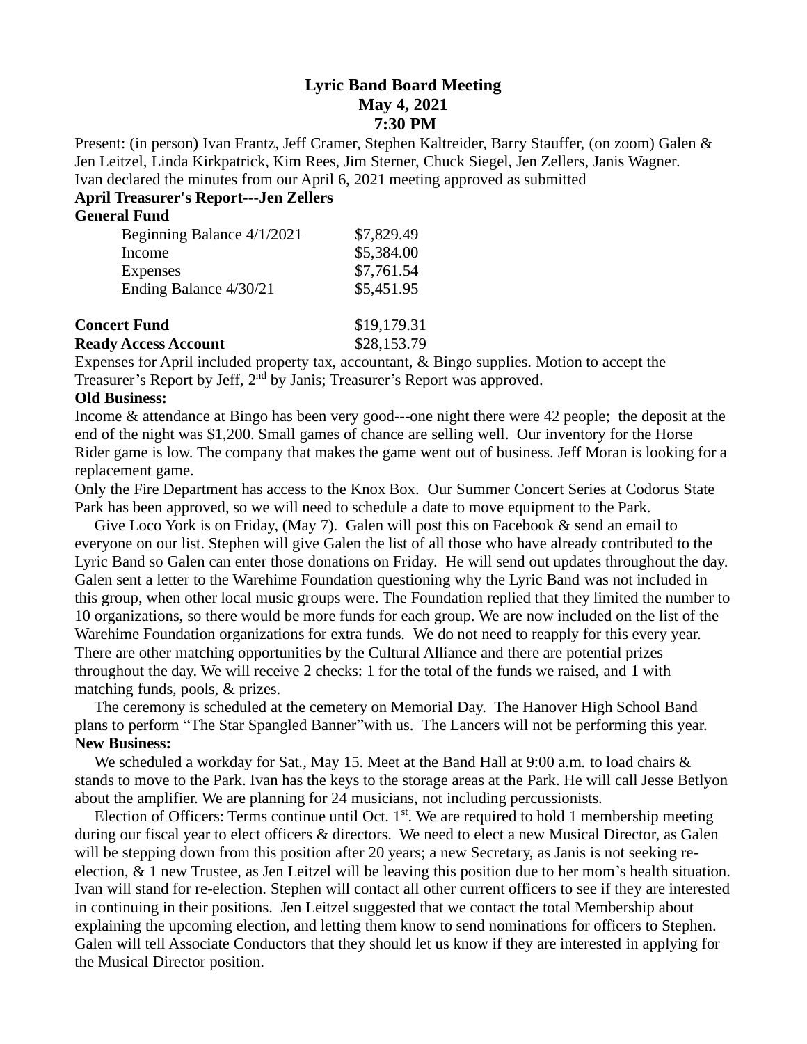# Lyric Band Board Meeting
## May 4, 2021
## 7:30 PM

Present: (in person) Ivan Frantz, Jeff Cramer, Stephen Kaltreider, Barry Stauffer, (on zoom) Galen & Jen Leitzel, Linda Kirkpatrick, Kim Rees, Jim Sterner, Chuck Siegel, Jen Zellers, Janis Wagner.
Ivan declared the minutes from our April 6, 2021 meeting approved as submitted

**April Treasurer's Report---Jen Zellers**

**General Fund**

| | |
|---|---|
| Beginning Balance 4/1/2021 | $7,829.49 |
| Income | $5,384.00 |
| Expenses | $7,761.54 |
| Ending Balance 4/30/21 | $5,451.95 |
| **Concert Fund** | $19,179.31 |
| **Ready Access Account** | $28,153.79 |

Expenses for April included property tax, accountant, & Bingo supplies. Motion to accept the Treasurer's Report by Jeff, 2nd by Janis; Treasurer's Report was approved.

**Old Business:**

Income & attendance at Bingo has been very good---one night there were 42 people; the deposit at the end of the night was $1,200. Small games of chance are selling well. Our inventory for the Horse Rider game is low. The company that makes the game went out of business. Jeff Moran is looking for a replacement game.

Only the Fire Department has access to the Knox Box. Our Summer Concert Series at Codorus State Park has been approved, so we will need to schedule a date to move equipment to the Park.

Give Loco York is on Friday, (May 7). Galen will post this on Facebook & send an email to everyone on our list. Stephen will give Galen the list of all those who have already contributed to the Lyric Band so Galen can enter those donations on Friday. He will send out updates throughout the day. Galen sent a letter to the Warehime Foundation questioning why the Lyric Band was not included in this group, when other local music groups were. The Foundation replied that they limited the number to 10 organizations, so there would be more funds for each group. We are now included on the list of the Warehime Foundation organizations for extra funds. We do not need to reapply for this every year. There are other matching opportunities by the Cultural Alliance and there are potential prizes throughout the day. We will receive 2 checks: 1 for the total of the funds we raised, and 1 with matching funds, pools, & prizes.

The ceremony is scheduled at the cemetery on Memorial Day. The Hanover High School Band plans to perform "The Star Spangled Banner"with us. The Lancers will not be performing this year.

**New Business:**

We scheduled a workday for Sat., May 15. Meet at the Band Hall at 9:00 a.m. to load chairs & stands to move to the Park. Ivan has the keys to the storage areas at the Park. He will call Jesse Betlyon about the amplifier. We are planning for 24 musicians, not including percussionists.

Election of Officers: Terms continue until Oct. 1st. We are required to hold 1 membership meeting during our fiscal year to elect officers & directors. We need to elect a new Musical Director, as Galen will be stepping down from this position after 20 years; a new Secretary, as Janis is not seeking re-election, & 1 new Trustee, as Jen Leitzel will be leaving this position due to her mom's health situation. Ivan will stand for re-election. Stephen will contact all other current officers to see if they are interested in continuing in their positions. Jen Leitzel suggested that we contact the total Membership about explaining the upcoming election, and letting them know to send nominations for officers to Stephen. Galen will tell Associate Conductors that they should let us know if they are interested in applying for the Musical Director position.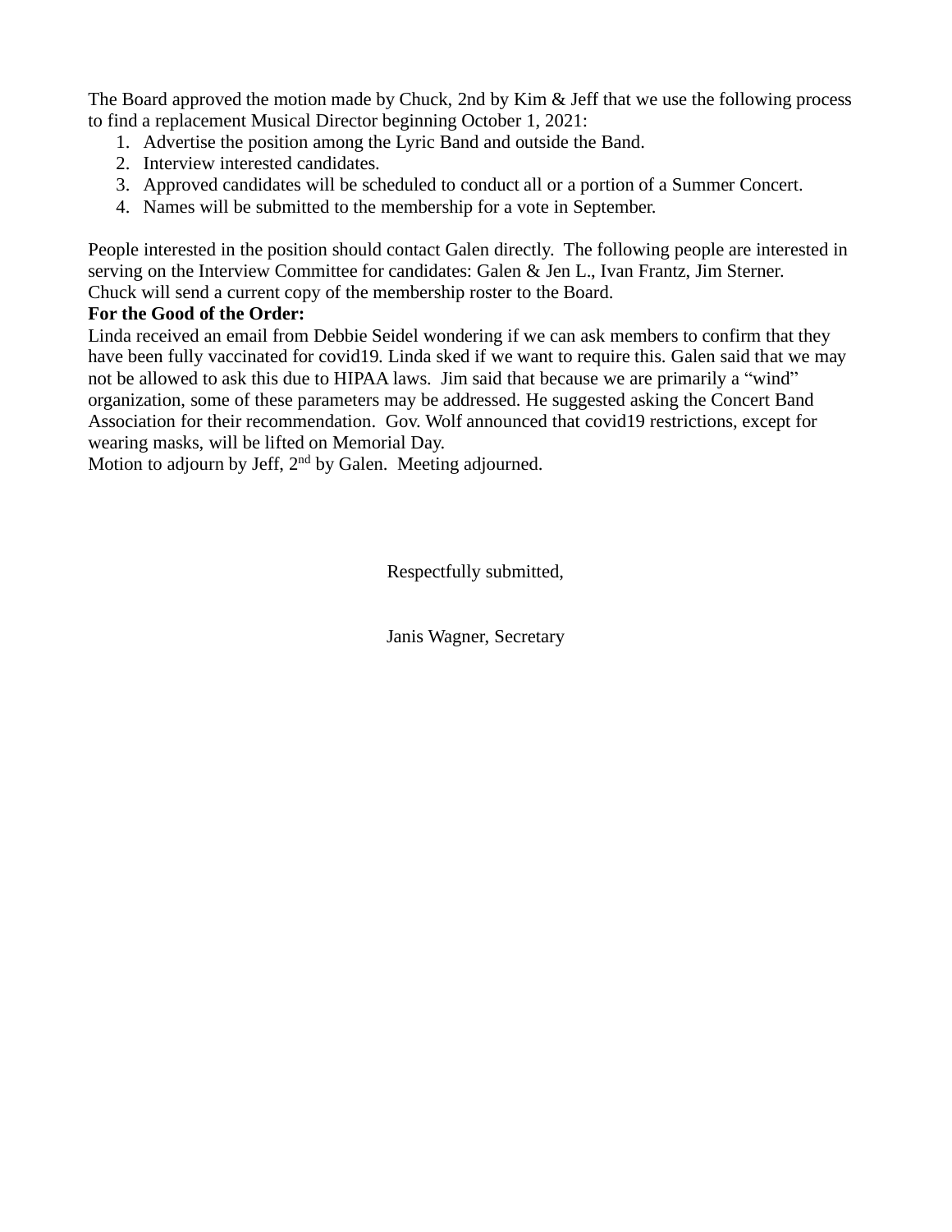The Board approved the motion made by Chuck, 2nd by Kim & Jeff that we use the following process to find a replacement Musical Director beginning October 1, 2021:

1. Advertise the position among the Lyric Band and outside the Band.
2. Interview interested candidates.
3. Approved candidates will be scheduled to conduct all or a portion of a Summer Concert.
4. Names will be submitted to the membership for a vote in September.

People interested in the position should contact Galen directly. The following people are interested in serving on the Interview Committee for candidates: Galen & Jen L., Ivan Frantz, Jim Sterner.
Chuck will send a current copy of the membership roster to the Board.

**For the Good of the Order:**

Linda received an email from Debbie Seidel wondering if we can ask members to confirm that they have been fully vaccinated for covid19. Linda sked if we want to require this. Galen said that we may not be allowed to ask this due to HIPAA laws. Jim said that because we are primarily a "wind" organization, some of these parameters may be addressed. He suggested asking the Concert Band Association for their recommendation. Gov. Wolf announced that covid19 restrictions, except for wearing masks, will be lifted on Memorial Day.
Motion to adjourn by Jeff, 2nd by Galen. Meeting adjourned.

Respectfully submitted,

Janis Wagner, Secretary